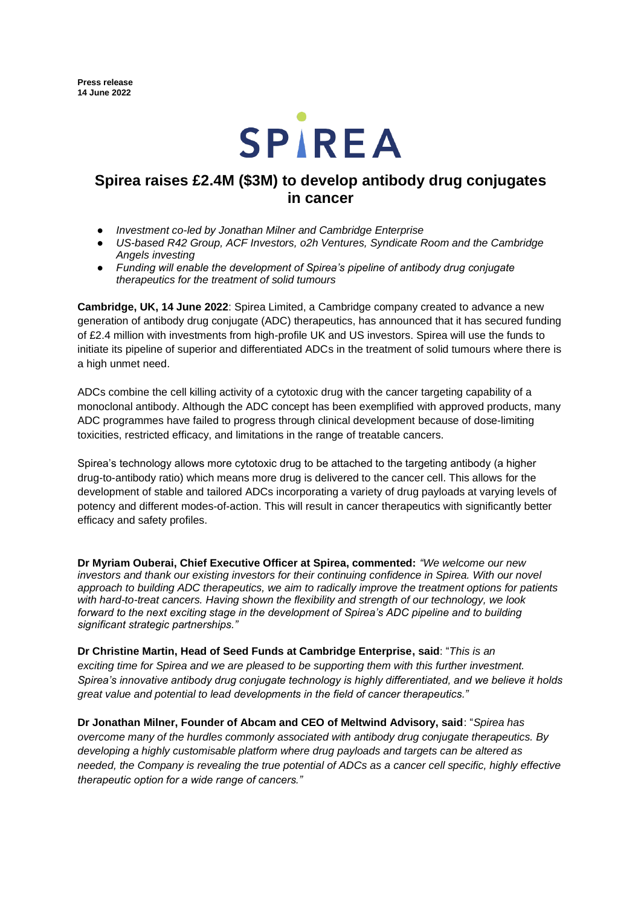**Press release**
**14 June 2022**

SPIREA

# Spirea raises £2.4M ($3M) to develop antibody drug conjugates in cancer

- *Investment co-led by Jonathan Milner and Cambridge Enterprise*
- *US-based R42 Group, ACF Investors, o2h Ventures, Syndicate Room and the Cambridge Angels investing*
- *Funding will enable the development of Spirea's pipeline of antibody drug conjugate therapeutics for the treatment of solid tumours*

**Cambridge, UK, 14 June 2022**: Spirea Limited, a Cambridge company created to advance a new generation of antibody drug conjugate (ADC) therapeutics, has announced that it has secured funding of £2.4 million with investments from high-profile UK and US investors. Spirea will use the funds to initiate its pipeline of superior and differentiated ADCs in the treatment of solid tumours where there is a high unmet need.

ADCs combine the cell killing activity of a cytotoxic drug with the cancer targeting capability of a monoclonal antibody. Although the ADC concept has been exemplified with approved products, many ADC programmes have failed to progress through clinical development because of dose-limiting toxicities, restricted efficacy, and limitations in the range of treatable cancers.

Spirea's technology allows more cytotoxic drug to be attached to the targeting antibody (a higher drug-to-antibody ratio) which means more drug is delivered to the cancer cell. This allows for the development of stable and tailored ADCs incorporating a variety of drug payloads at varying levels of potency and different modes-of-action. This will result in cancer therapeutics with significantly better efficacy and safety profiles.

**Dr Myriam Ouberai, Chief Executive Officer at Spirea, commented:** *"We welcome our new investors and thank our existing investors for their continuing confidence in Spirea. With our novel approach to building ADC therapeutics, we aim to radically improve the treatment options for patients with hard-to-treat cancers. Having shown the flexibility and strength of our technology, we look forward to the next exciting stage in the development of Spirea's ADC pipeline and to building significant strategic partnerships."*

**Dr Christine Martin, Head of Seed Funds at Cambridge Enterprise, said**: "*This is an exciting time for Spirea and we are pleased to be supporting them with this further investment. Spirea's innovative antibody drug conjugate technology is highly differentiated, and we believe it holds great value and potential to lead developments in the field of cancer therapeutics."*

**Dr Jonathan Milner, Founder of Abcam and CEO of Meltwind Advisory, said**: "*Spirea has overcome many of the hurdles commonly associated with antibody drug conjugate therapeutics. By developing a highly customisable platform where drug payloads and targets can be altered as needed, the Company is revealing the true potential of ADCs as a cancer cell specific, highly effective therapeutic option for a wide range of cancers."*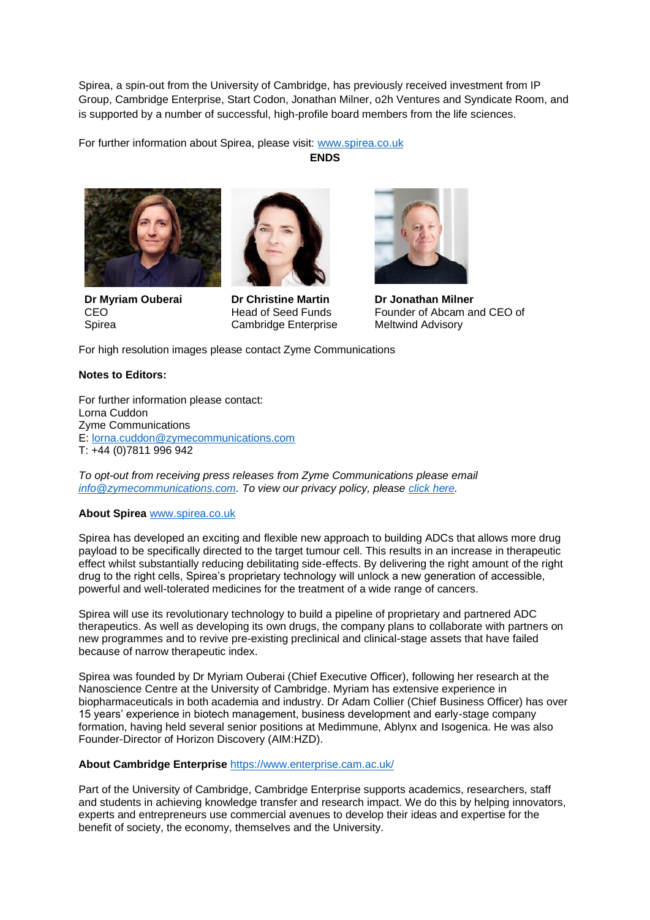Spirea, a spin-out from the University of Cambridge, has previously received investment from IP Group, Cambridge Enterprise, Start Codon, Jonathan Milner, o2h Ventures and Syndicate Room, and is supported by a number of successful, high-profile board members from the life sciences.

For further information about Spirea, please visit: www.spirea.co.uk

**ENDS**

**Dr Myriam Ouberai**
CEO
Spirea

**Dr Christine Martin**
Head of Seed Funds
Cambridge Enterprise

**Dr Jonathan Milner**
Founder of Abcam and CEO of Meltwind Advisory

For high resolution images please contact Zyme Communications

**Notes to Editors:**

For further information please contact:
Lorna Cuddon
Zyme Communications
E: lorna.cuddon@zymecommunications.com
T: +44 (0)7811 996 942

*To opt-out from receiving press releases from Zyme Communications please email info@zymecommunications.com. To view our privacy policy, please click here.*

**About Spirea** www.spirea.co.uk

Spirea has developed an exciting and flexible new approach to building ADCs that allows more drug payload to be specifically directed to the target tumour cell. This results in an increase in therapeutic effect whilst substantially reducing debilitating side-effects. By delivering the right amount of the right drug to the right cells, Spirea's proprietary technology will unlock a new generation of accessible, powerful and well-tolerated medicines for the treatment of a wide range of cancers.

Spirea will use its revolutionary technology to build a pipeline of proprietary and partnered ADC therapeutics. As well as developing its own drugs, the company plans to collaborate with partners on new programmes and to revive pre-existing preclinical and clinical-stage assets that have failed because of narrow therapeutic index.

Spirea was founded by Dr Myriam Ouberai (Chief Executive Officer), following her research at the Nanoscience Centre at the University of Cambridge. Myriam has extensive experience in biopharmaceuticals in both academia and industry. Dr Adam Collier (Chief Business Officer) has over 15 years' experience in biotech management, business development and early-stage company formation, having held several senior positions at Medimmune, Ablynx and Isogenica. He was also Founder-Director of Horizon Discovery (AIM:HZD).

**About Cambridge Enterprise** https://www.enterprise.cam.ac.uk/

Part of the University of Cambridge, Cambridge Enterprise supports academics, researchers, staff and students in achieving knowledge transfer and research impact. We do this by helping innovators, experts and entrepreneurs use commercial avenues to develop their ideas and expertise for the benefit of society, the economy, themselves and the University.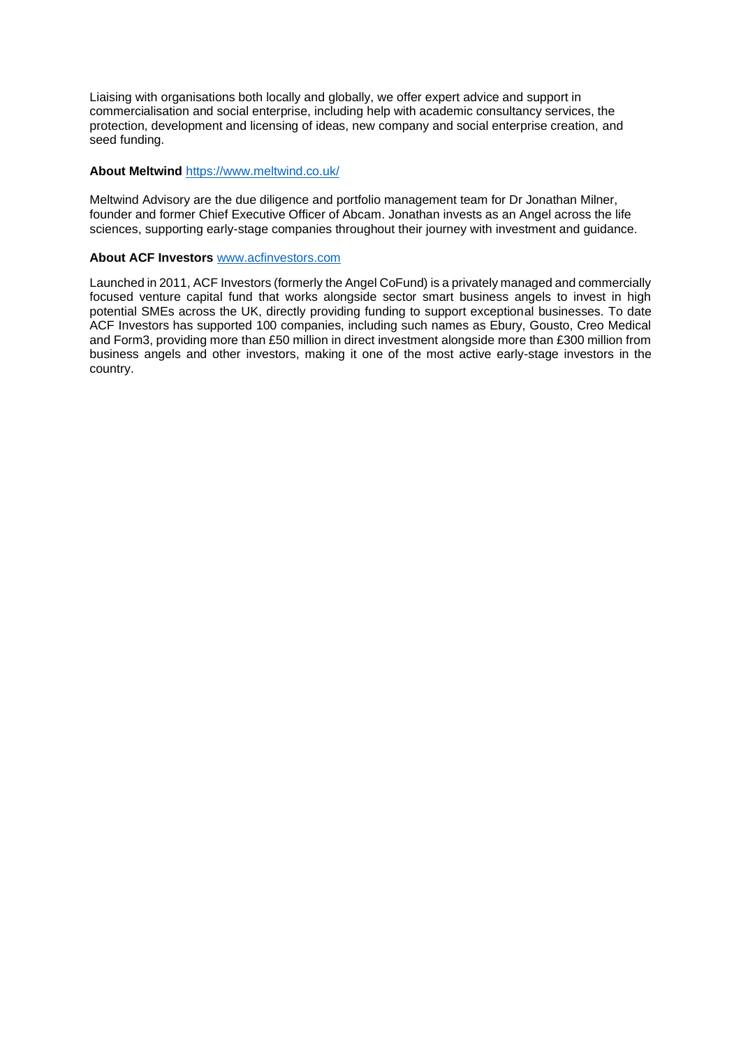Liaising with organisations both locally and globally, we offer expert advice and support in commercialisation and social enterprise, including help with academic consultancy services, the protection, development and licensing of ideas, new company and social enterprise creation, and seed funding.

**About Meltwind** https://www.meltwind.co.uk/

Meltwind Advisory are the due diligence and portfolio management team for Dr Jonathan Milner, founder and former Chief Executive Officer of Abcam. Jonathan invests as an Angel across the life sciences, supporting early-stage companies throughout their journey with investment and guidance.

**About ACF Investors** www.acfinvestors.com

Launched in 2011, ACF Investors (formerly the Angel CoFund) is a privately managed and commercially focused venture capital fund that works alongside sector smart business angels to invest in high potential SMEs across the UK, directly providing funding to support exceptional businesses. To date ACF Investors has supported 100 companies, including such names as Ebury, Gousto, Creo Medical and Form3, providing more than £50 million in direct investment alongside more than £300 million from business angels and other investors, making it one of the most active early-stage investors in the country.